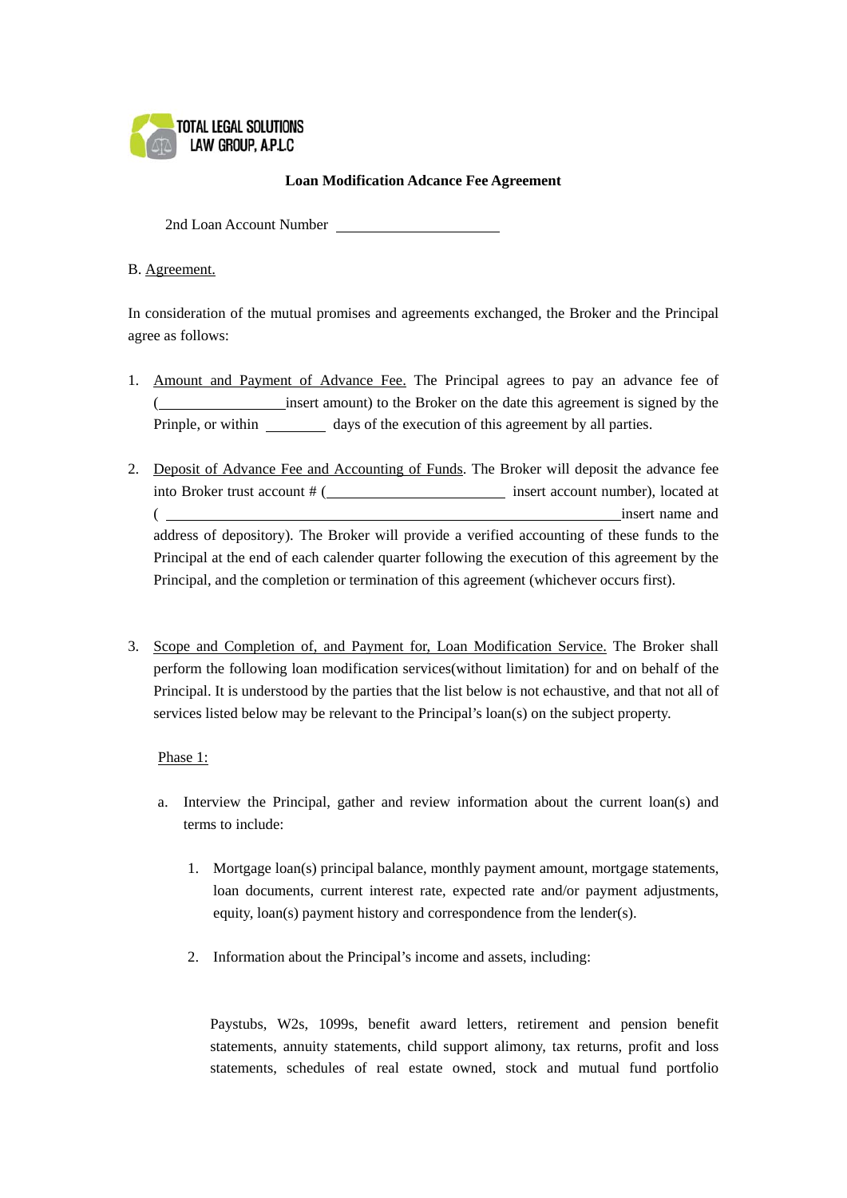TOTAL LEGAL SOLUTIONS
LAW GROUP, A.P.L.C

**Loan Modification Adcance Fee Agreement**

2nd Loan Account Number ____________________

B. Agreement.

In consideration of the mutual promises and agreements exchanged, the Broker and the Principal agree as follows:

1. Amount and Payment of Advance Fee. The Principal agrees to pay an advance fee of (________________insert amount) to the Broker on the date this agreement is signed by the Prinple, or within ________ days of the execution of this agreement by all parties.

2. Deposit of Advance Fee and Accounting of Funds. The Broker will deposit the advance fee into Broker trust account # (______________________ insert account number), located at (________________________________________________________insert name and address of depository). The Broker will provide a verified accounting of these funds to the Principal at the end of each calender quarter following the execution of this agreement by the Principal, and the completion or termination of this agreement (whichever occurs first).

3. Scope and Completion of, and Payment for, Loan Modification Service. The Broker shall perform the following loan modification services(without limitation) for and on behalf of the Principal. It is understood by the parties that the list below is not echaustive, and that not all of services listed below may be relevant to the Principal's loan(s) on the subject property.

   Phase 1:

   a. Interview the Principal, gather and review information about the current loan(s) and terms to include:

      1. Mortgage loan(s) principal balance, monthly payment amount, mortgage statements, loan documents, current interest rate, expected rate and/or payment adjustments, equity, loan(s) payment history and correspondence from the lender(s).

      2. Information about the Principal's income and assets, including:

         Paystubs, W2s, 1099s, benefit award letters, retirement and pension benefit statements, annuity statements, child support alimony, tax returns, profit and loss statements, schedules of real estate owned, stock and mutual fund portfolio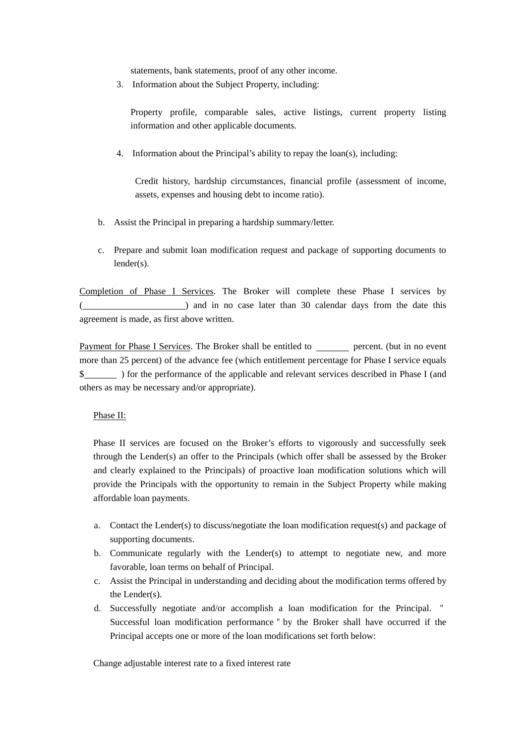statements, bank statements, proof of any other income.

3. Information about the Subject Property, including:

   Property profile, comparable sales, active listings, current property listing information and other applicable documents.

4. Information about the Principal's ability to repay the loan(s), including:

   Credit history, hardship circumstances, financial profile (assessment of income, assets, expenses and housing debt to income ratio).

b. Assist the Principal in preparing a hardship summary/letter.

c. Prepare and submit loan modification request and package of supporting documents to lender(s).

Completion of Phase I Services. The Broker will complete these Phase I services by (______________________) and in no case later than 30 calendar days from the date this agreement is made, as first above written.

Payment for Phase I Services. The Broker shall be entitled to _______ percent. (but in no event more than 25 percent) of the advance fee (which entitlement percentage for Phase I service equals $_______ ) for the performance of the applicable and relevant services described in Phase I (and others as may be necessary and/or appropriate).

Phase II:

Phase II services are focused on the Broker's efforts to vigorously and successfully seek through the Lender(s) an offer to the Principals (which offer shall be assessed by the Broker and clearly explained to the Principals) of proactive loan modification solutions which will provide the Principals with the opportunity to remain in the Subject Property while making affordable loan payments.

a. Contact the Lender(s) to discuss/negotiate the loan modification request(s) and package of supporting documents.
b. Communicate regularly with the Lender(s) to attempt to negotiate new, and more favorable, loan terms on behalf of Principal.
c. Assist the Principal in understanding and deciding about the modification terms offered by the Lender(s).
d. Successfully negotiate and/or accomplish a loan modification for the Principal. " Successful loan modification performance " by the Broker shall have occurred if the Principal accepts one or more of the loan modifications set forth below:

Change adjustable interest rate to a fixed interest rate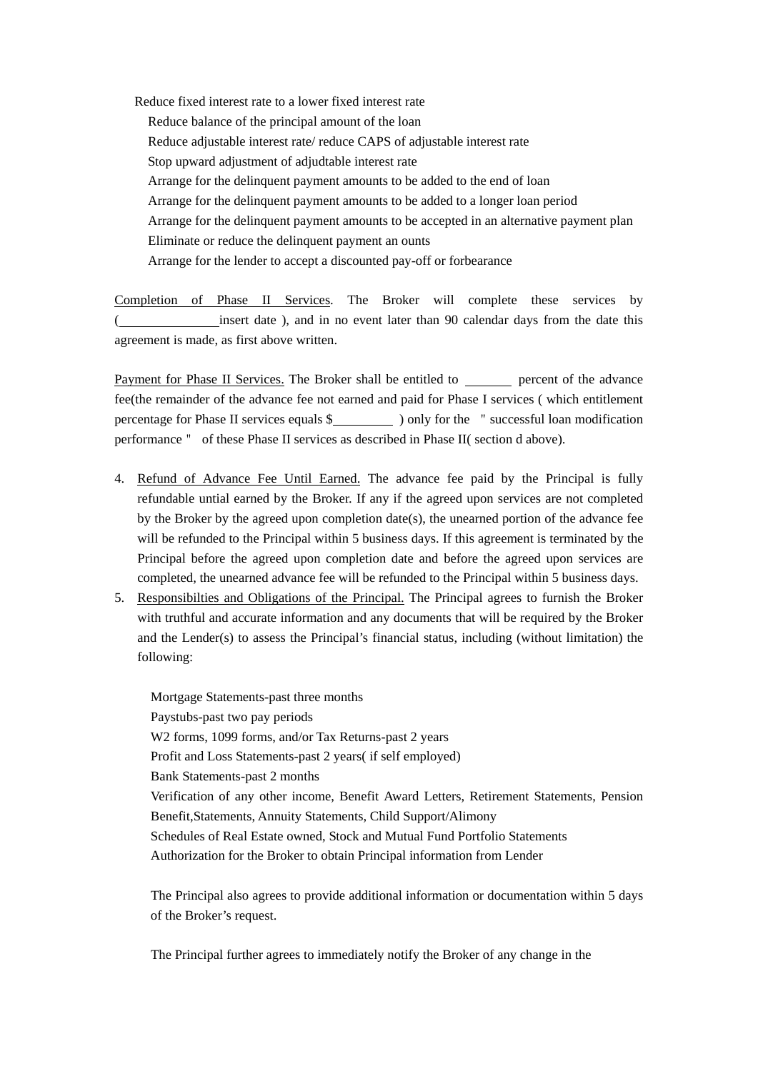Reduce fixed interest rate to a lower fixed interest rate

Reduce balance of the principal amount of the loan

Reduce adjustable interest rate/ reduce CAPS of adjustable interest rate

Stop upward adjustment of adjudtable interest rate

Arrange for the delinquent payment amounts to be added to the end of loan

Arrange for the delinquent payment amounts to be added to a longer loan period

Arrange for the delinquent payment amounts to be accepted in an alternative payment plan

Eliminate or reduce the delinquent payment an ounts

Arrange for the lender to accept a discounted pay-off or forbearance

<u>Completion of Phase II Services</u>. The Broker will complete these services by (\_\_\_\_\_\_\_\_\_\_\_\_\_\_\_insert date ), and in no event later than 90 calendar days from the date this agreement is made, as first above written.

<u>Payment for Phase II Services.</u> The Broker shall be entitled to \_\_\_\_\_\_\_ percent of the advance fee(the remainder of the advance fee not earned and paid for Phase I services ( which entitlement percentage for Phase II services equals $\_\_\_\_\_\_\_\_\_ ) only for the " successful loan modification performance " of these Phase II services as described in Phase II( section d above).

4. <u>Refund of Advance Fee Until Earned.</u> The advance fee paid by the Principal is fully refundable untial earned by the Broker. If any if the agreed upon services are not completed by the Broker by the agreed upon completion date(s), the unearned portion of the advance fee will be refunded to the Principal within 5 business days. If this agreement is terminated by the Principal before the agreed upon completion date and before the agreed upon services are completed, the unearned advance fee will be refunded to the Principal within 5 business days.
5. <u>Responsibilties and Obligations of the Principal.</u> The Principal agrees to furnish the Broker with truthful and accurate information and any documents that will be required by the Broker and the Lender(s) to assess the Principal's financial status, including (without limitation) the following:

   Mortgage Statements-past three months

   Paystubs-past two pay periods

   W2 forms, 1099 forms, and/or Tax Returns-past 2 years

   Profit and Loss Statements-past 2 years( if self employed)

   Bank Statements-past 2 months

   Verification of any other income, Benefit Award Letters, Retirement Statements, Pension Benefit,Statements, Annuity Statements, Child Support/Alimony

   Schedules of Real Estate owned, Stock and Mutual Fund Portfolio Statements

   Authorization for the Broker to obtain Principal information from Lender

   The Principal also agrees to provide additional information or documentation within 5 days of the Broker's request.

   The Principal further agrees to immediately notify the Broker of any change in the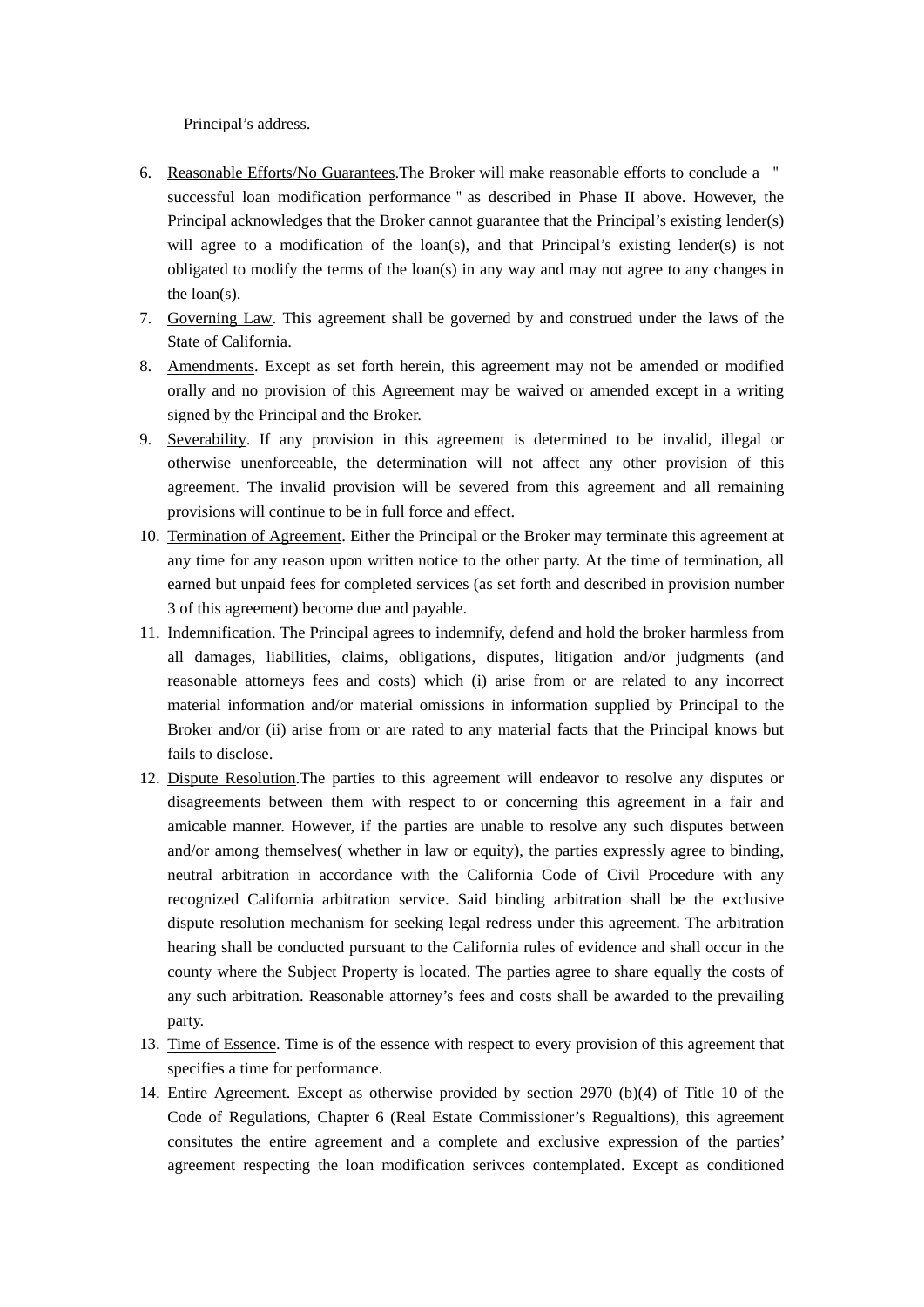Principal's address.

6. <u>Reasonable Efforts/No Guarantees</u>.The Broker will make reasonable efforts to conclude a " successful loan modification performance " as described in Phase II above. However, the Principal acknowledges that the Broker cannot guarantee that the Principal's existing lender(s) will agree to a modification of the loan(s), and that Principal's existing lender(s) is not obligated to modify the terms of the loan(s) in any way and may not agree to any changes in the loan(s).
7. <u>Governing Law</u>. This agreement shall be governed by and construed under the laws of the State of California.
8. <u>Amendments</u>. Except as set forth herein, this agreement may not be amended or modified orally and no provision of this Agreement may be waived or amended except in a writing signed by the Principal and the Broker.
9. <u>Severability</u>. If any provision in this agreement is determined to be invalid, illegal or otherwise unenforceable, the determination will not affect any other provision of this agreement. The invalid provision will be severed from this agreement and all remaining provisions will continue to be in full force and effect.
10. <u>Termination of Agreement</u>. Either the Principal or the Broker may terminate this agreement at any time for any reason upon written notice to the other party. At the time of termination, all earned but unpaid fees for completed services (as set forth and described in provision number 3 of this agreement) become due and payable.
11. <u>Indemnification</u>. The Principal agrees to indemnify, defend and hold the broker harmless from all damages, liabilities, claims, obligations, disputes, litigation and/or judgments (and reasonable attorneys fees and costs) which (i) arise from or are related to any incorrect material information and/or material omissions in information supplied by Principal to the Broker and/or (ii) arise from or are rated to any material facts that the Principal knows but fails to disclose.
12. <u>Dispute Resolution</u>.The parties to this agreement will endeavor to resolve any disputes or disagreements between them with respect to or concerning this agreement in a fair and amicable manner. However, if the parties are unable to resolve any such disputes between and/or among themselves( whether in law or equity), the parties expressly agree to binding, neutral arbitration in accordance with the California Code of Civil Procedure with any recognized California arbitration service. Said binding arbitration shall be the exclusive dispute resolution mechanism for seeking legal redress under this agreement. The arbitration hearing shall be conducted pursuant to the California rules of evidence and shall occur in the county where the Subject Property is located. The parties agree to share equally the costs of any such arbitration. Reasonable attorney's fees and costs shall be awarded to the prevailing party.
13. <u>Time of Essence</u>. Time is of the essence with respect to every provision of this agreement that specifies a time for performance.
14. <u>Entire Agreement</u>. Except as otherwise provided by section 2970 (b)(4) of Title 10 of the Code of Regulations, Chapter 6 (Real Estate Commissioner's Regualtions), this agreement consitutes the entire agreement and a complete and exclusive expression of the parties' agreement respecting the loan modification serivces contemplated. Except as conditioned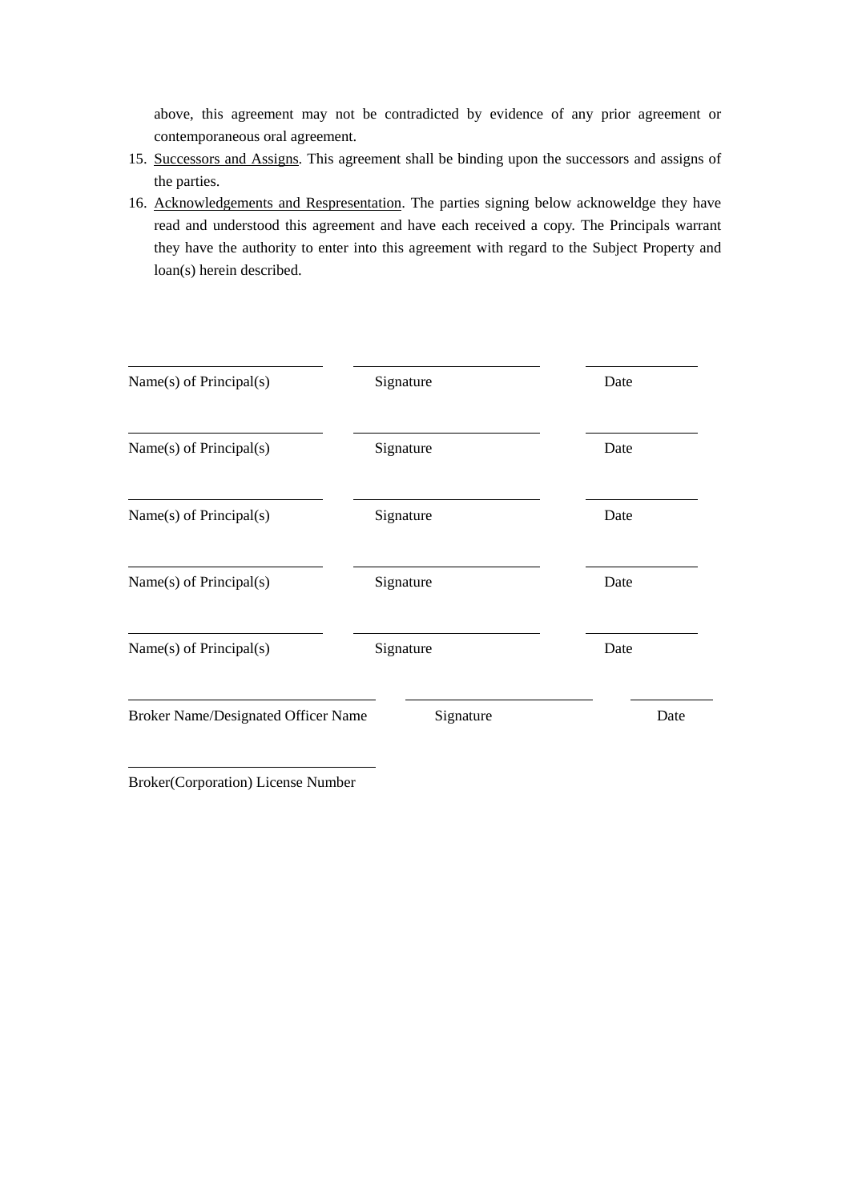above, this agreement may not be contradicted by evidence of any prior agreement or contemporaneous oral agreement.

15. Successors and Assigns. This agreement shall be binding upon the successors and assigns of the parties.
16. Acknowledgements and Respresentation. The parties signing below acknoweldge they have read and understood this agreement and have each received a copy. The Principals warrant they have the authority to enter into this agreement with regard to the Subject Property and loan(s) herein described.

| Name(s) of Principal(s) | Signature | Date |
|---|---|---|
| Name(s) of Principal(s) | Signature | Date |
| Name(s) of Principal(s) | Signature | Date |
| Name(s) of Principal(s) | Signature | Date |
| Name(s) of Principal(s) | Signature | Date |
| Broker Name/Designated Officer Name | Signature | Date |
| Broker(Corporation) License Number | | |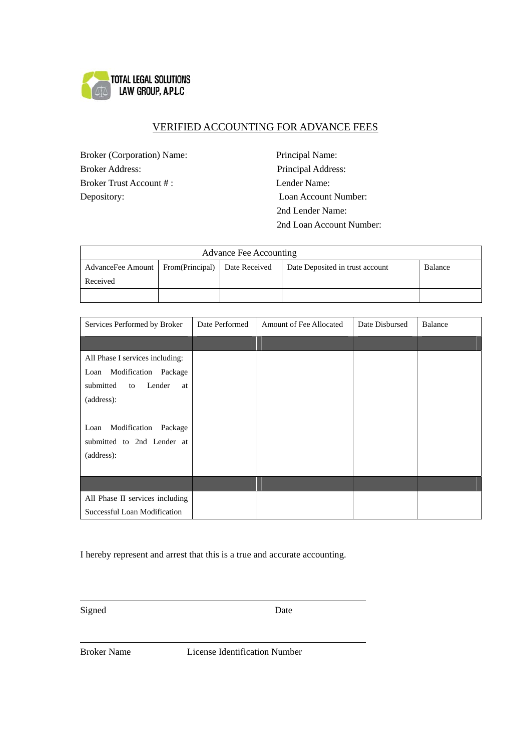TOTAL LEGAL SOLUTIONS
LAW GROUP, A.P.L.C

# VERIFIED ACCOUNTING FOR ADVANCE FEES

Broker (Corporation) Name:
Broker Address:
Broker Trust Account # :
Depository:

Principal Name:
Principal Address:
Lender Name:
Loan Account Number:
2nd Lender Name:
2nd Loan Account Number:

| Advance Fee Accounting | | | | |
|---|---|---|---|---|
| AdvanceFee Amount Received | From(Principal) | Date Received | Date Deposited in trust account | Balance |
| | | | | |

| Services Performed by Broker | Date Performed | Amount of Fee Allocated | Date Disbursed | Balance |
|---|---|---|---|---|
| | | | | |
| All Phase I services including: Loan Modification Package submitted to Lender at (address): <br><br> Loan Modification Package submitted to 2nd Lender at (address): | | | | |
| | | | | |
| All Phase II services including Successful Loan Modification | | | | |

I hereby represent and arrest that this is a true and accurate accounting.

Signed Date

Broker Name License Identification Number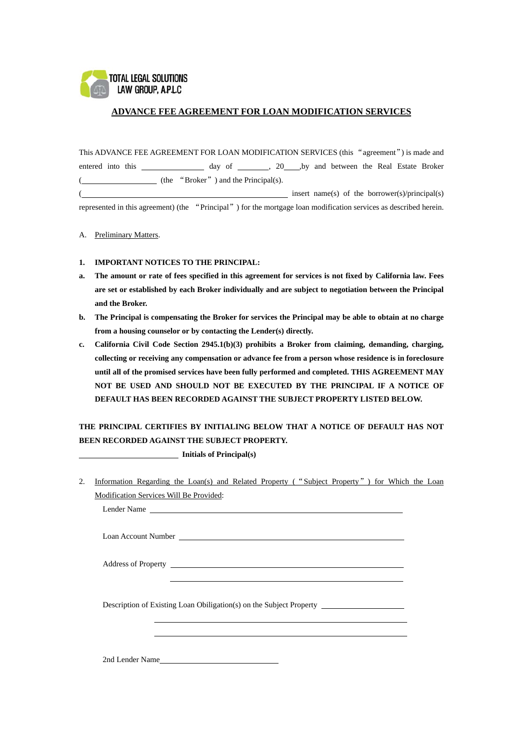TOTAL LEGAL SOLUTIONS
LAW GROUP, A.P.L.C

## ADVANCE FEE AGREEMENT FOR LOAN MODIFICATION SERVICES

This ADVANCE FEE AGREEMENT FOR LOAN MODIFICATION SERVICES (this "agreement") is made and entered into this _______________ day of ________, 20____,by and between the Real Estate Broker (__________________ (the "Broker") and the Principal(s).

(______________________________________________ insert name(s) of the borrower(s)/principal(s) represented in this agreement) (the "Principal") for the mortgage loan modification services as described herein.

A. Preliminary Matters.

**1. IMPORTANT NOTICES TO THE PRINCIPAL:**

**a. The amount or rate of fees specified in this agreement for services is not fixed by California law. Fees are set or established by each Broker individually and are subject to negotiation between the Principal and the Broker.**

**b. The Principal is compensating the Broker for services the Principal may be able to obtain at no charge from a housing counselor or by contacting the Lender(s) directly.**

**c. California Civil Code Section 2945.1(b)(3) prohibits a Broker from claiming, demanding, charging, collecting or receiving any compensation or advance fee from a person whose residence is in foreclosure until all of the promised services have been fully performed and completed. THIS AGREEMENT MAY NOT BE USED AND SHOULD NOT BE EXECUTED BY THE PRINCIPAL IF A NOTICE OF DEFAULT HAS BEEN RECORDED AGAINST THE SUBJECT PROPERTY LISTED BELOW.**

**THE PRINCIPAL CERTIFIES BY INITIALING BELOW THAT A NOTICE OF DEFAULT HAS NOT BEEN RECORDED AGAINST THE SUBJECT PROPERTY.**

_________________________ **Initials of Principal(s)**

2. Information Regarding the Loan(s) and Related Property ("Subject Property") for Which the Loan Modification Services Will Be Provided:

Lender Name _______________________________________________

Loan Account Number _______________________________________________

Address of Property _______________________________________________

_______________________________________________

Description of Existing Loan Obiligation(s) on the Subject Property ____________________

_______________________________________________

_______________________________________________

2nd Lender Name______________________________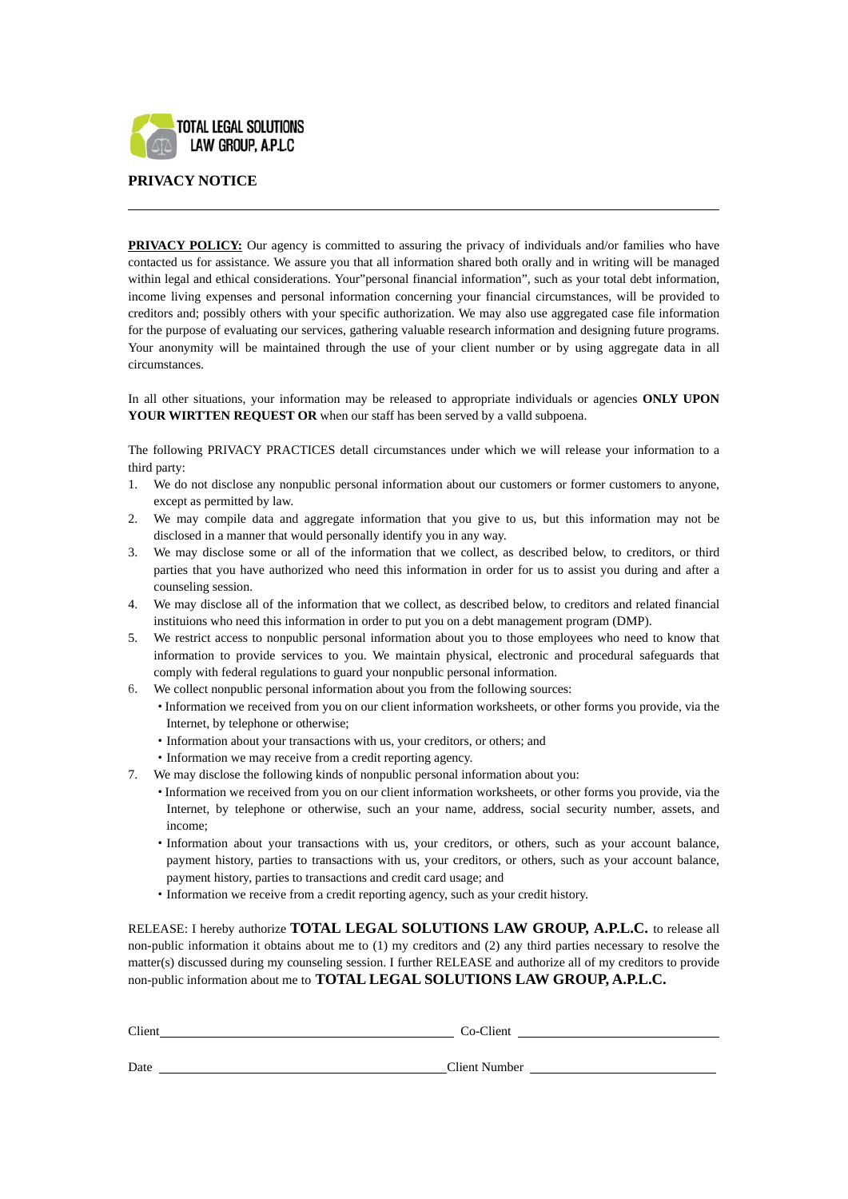TOTAL LEGAL SOLUTIONS
LAW GROUP, A.P.L.C

**PRIVACY NOTICE**

---

**PRIVACY POLICY:** Our agency is committed to assuring the privacy of individuals and/or families who have contacted us for assistance. We assure you that all information shared both orally and in writing will be managed within legal and ethical considerations. Your"personal financial information", such as your total debt information, income living expenses and personal information concerning your financial circumstances, will be provided to creditors and; possibly others with your specific authorization. We may also use aggregated case file information for the purpose of evaluating our services, gathering valuable research information and designing future programs. Your anonymity will be maintained through the use of your client number or by using aggregate data in all circumstances.

In all other situations, your information may be released to appropriate individuals or agencies **ONLY UPON YOUR WIRTTEN REQUEST OR** when our staff has been served by a valld subpoena.

The following PRIVACY PRACTICES detall circumstances under which we will release your information to a third party:

1. We do not disclose any nonpublic personal information about our customers or former customers to anyone, except as permitted by law.
2. We may compile data and aggregate information that you give to us, but this information may not be disclosed in a manner that would personally identify you in any way.
3. We may disclose some or all of the information that we collect, as described below, to creditors, or third parties that you have authorized who need this information in order for us to assist you during and after a counseling session.
4. We may disclose all of the information that we collect, as described below, to creditors and related financial instituions who need this information in order to put you on a debt management program (DMP).
5. We restrict access to nonpublic personal information about you to those employees who need to know that information to provide services to you. We maintain physical, electronic and procedural safeguards that comply with federal regulations to guard your nonpublic personal information.
6. We collect nonpublic personal information about you from the following sources:
   - Information we received from you on our client information worksheets, or other forms you provide, via the Internet, by telephone or otherwise;
   - Information about your transactions with us, your creditors, or others; and
   - Information we may receive from a credit reporting agency.
7. We may disclose the following kinds of nonpublic personal information about you:
   - Information we received from you on our client information worksheets, or other forms you provide, via the Internet, by telephone or otherwise, such an your name, address, social security number, assets, and income;
   - Information about your transactions with us, your creditors, or others, such as your account balance, payment history, parties to transactions with us, your creditors, or others, such as your account balance, payment history, parties to transactions and credit card usage; and
   - Information we receive from a credit reporting agency, such as your credit history.

RELEASE: I hereby authorize **TOTAL LEGAL SOLUTIONS LAW GROUP, A.P.L.C.** to release all non-public information it obtains about me to (1) my creditors and (2) any third parties necessary to resolve the matter(s) discussed during my counseling session. I further RELEASE and authorize all of my creditors to provide non-public information about me to **TOTAL LEGAL SOLUTIONS LAW GROUP, A.P.L.C.**

Client ______________________________ Co-Client ______________________________

Date ______________________________ Client Number ______________________________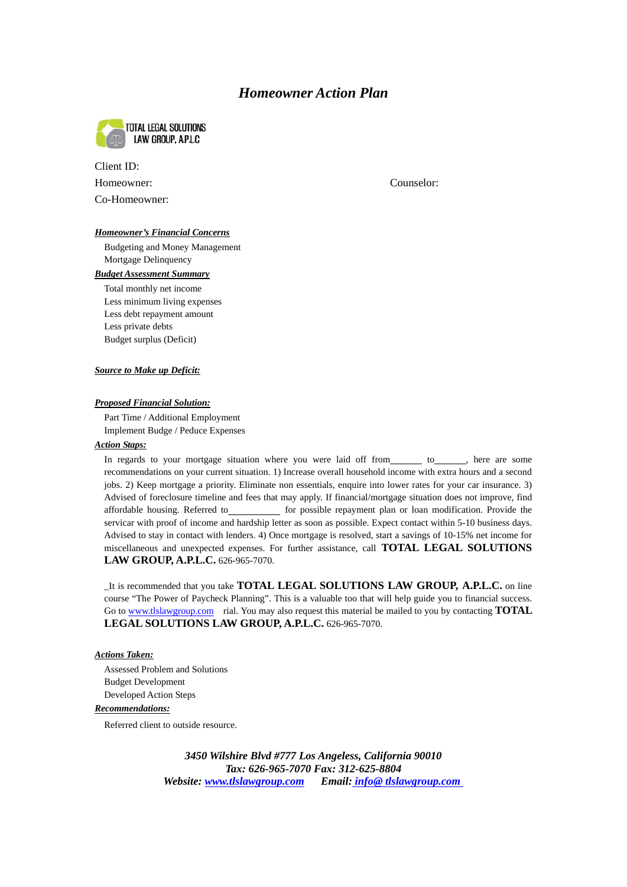# *Homeowner Action Plan*

TOTAL LEGAL SOLUTIONS
LAW GROUP, A.P.L.C

Client ID:

Homeowner: Counselor:

Co-Homeowner:

***Homeowner's Financial Concerns***

Budgeting and Money Management
Mortgage Delinquency

***Budget Assessment Summary***

Total monthly net income
Less minimum living expenses
Less debt repayment amount
Less private debts
Budget surplus (Deficit)

***Source to Make up Deficit:***

***Proposed Financial Solution:***

Part Time / Additional Employment
Implement Budge / Peduce Expenses

***Action Staps:***

In regards to your mortgage situation where you were laid off from_______ to_______, here are some recommendations on your current situation. 1) Increase overall household income with extra hours and a second jobs. 2) Keep mortgage a priority. Eliminate non essentials, enquire into lower rates for your car insurance. 3) Advised of foreclosure timeline and fees that may apply. If financial/mortgage situation does not improve, find affordable housing. Referred to___________ for possible repayment plan or loan modification. Provide the servicar with proof of income and hardship letter as soon as possible. Expect contact within 5-10 business days. Advised to stay in contact with lenders. 4) Once mortgage is resolved, start a savings of 10-15% net income for miscellaneous and unexpected expenses. For further assistance, call **TOTAL LEGAL SOLUTIONS LAW GROUP, A.P.L.C.** 626-965-7070.

_It is recommended that you take **TOTAL LEGAL SOLUTIONS LAW GROUP, A.P.L.C.** on line course "The Power of Paycheck Planning". This is a valuable too that will help guide you to financial success. Go to www.tlslawgroup.com rial. You may also request this material be mailed to you by contacting **TOTAL LEGAL SOLUTIONS LAW GROUP, A.P.L.C.** 626-965-7070.

***Actions Taken:***

Assessed Problem and Solutions
Budget Development
Developed Action Steps

***Recommendations:***

Referred client to outside resource.

***3450 Wilshire Blvd #777 Los Angeless, California 90010***
***Tax: 626-965-7070 Fax: 312-625-8804***
***Website: www.tlslawgroup.com Email: info@ tlslawgroup.com***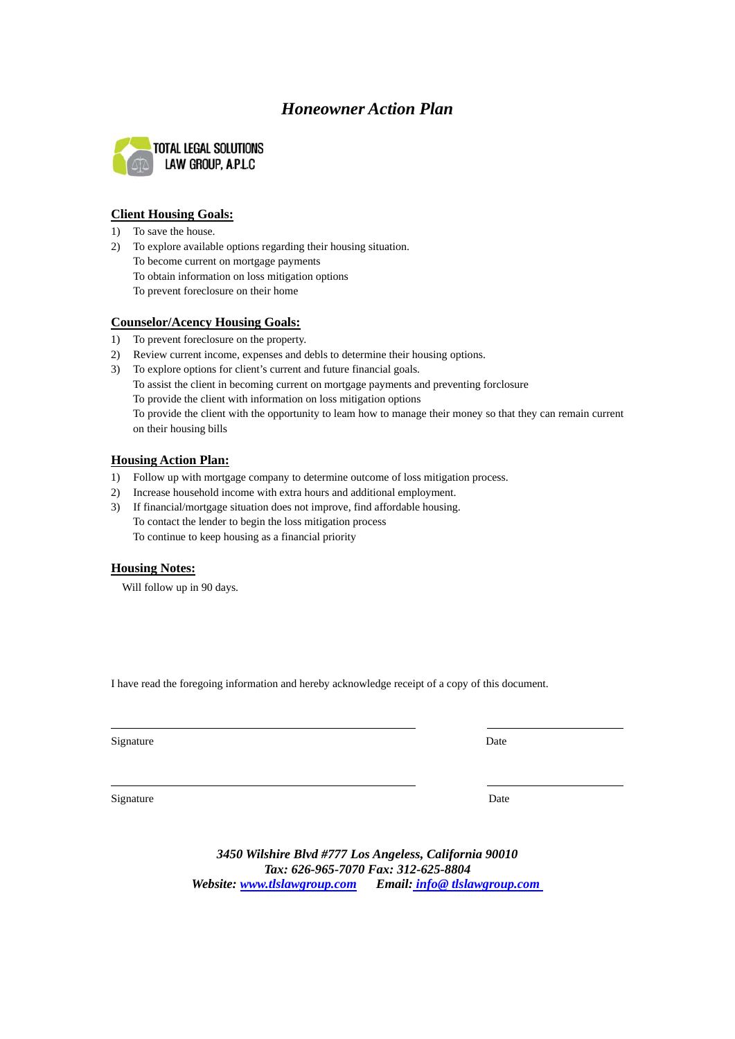# *Honeowner Action Plan*

TOTAL LEGAL SOLUTIONS
LAW GROUP, A.P.L.C

## Client Housing Goals:

1) To save the house.
2) To explore available options regarding their housing situation.
   To become current on mortgage payments
   To obtain information on loss mitigation options
   To prevent foreclosure on their home

## Counselor/Acency Housing Goals:

1) To prevent foreclosure on the property.
2) Review current income, expenses and debls to determine their housing options.
3) To explore options for client's current and future financial goals.
   To assist the client in becoming current on mortgage payments and preventing forclosure
   To provide the client with information on loss mitigation options
   To provide the client with the opportunity to leam how to manage their money so that they can remain current on their housing bills

## Housing Action Plan:

1) Follow up with mortgage company to determine outcome of loss mitigation process.
2) Increase household income with extra hours and additional employment.
3) If financial/mortgage situation does not improve, find affordable housing.
   To contact the lender to begin the loss mitigation process
   To continue to keep housing as a financial priority

## Housing Notes:

Will follow up in 90 days.

I have read the foregoing information and hereby acknowledge receipt of a copy of this document.

Signature ____________________ Date ____________

Signature ____________________ Date ____________

***3450 Wilshire Blvd #777 Los Angeless, California 90010***
***Tax: 626-965-7070 Fax: 312-625-8804***
***Website: www.tlslawgroup.com Email: info@ tlslawgroup.com***